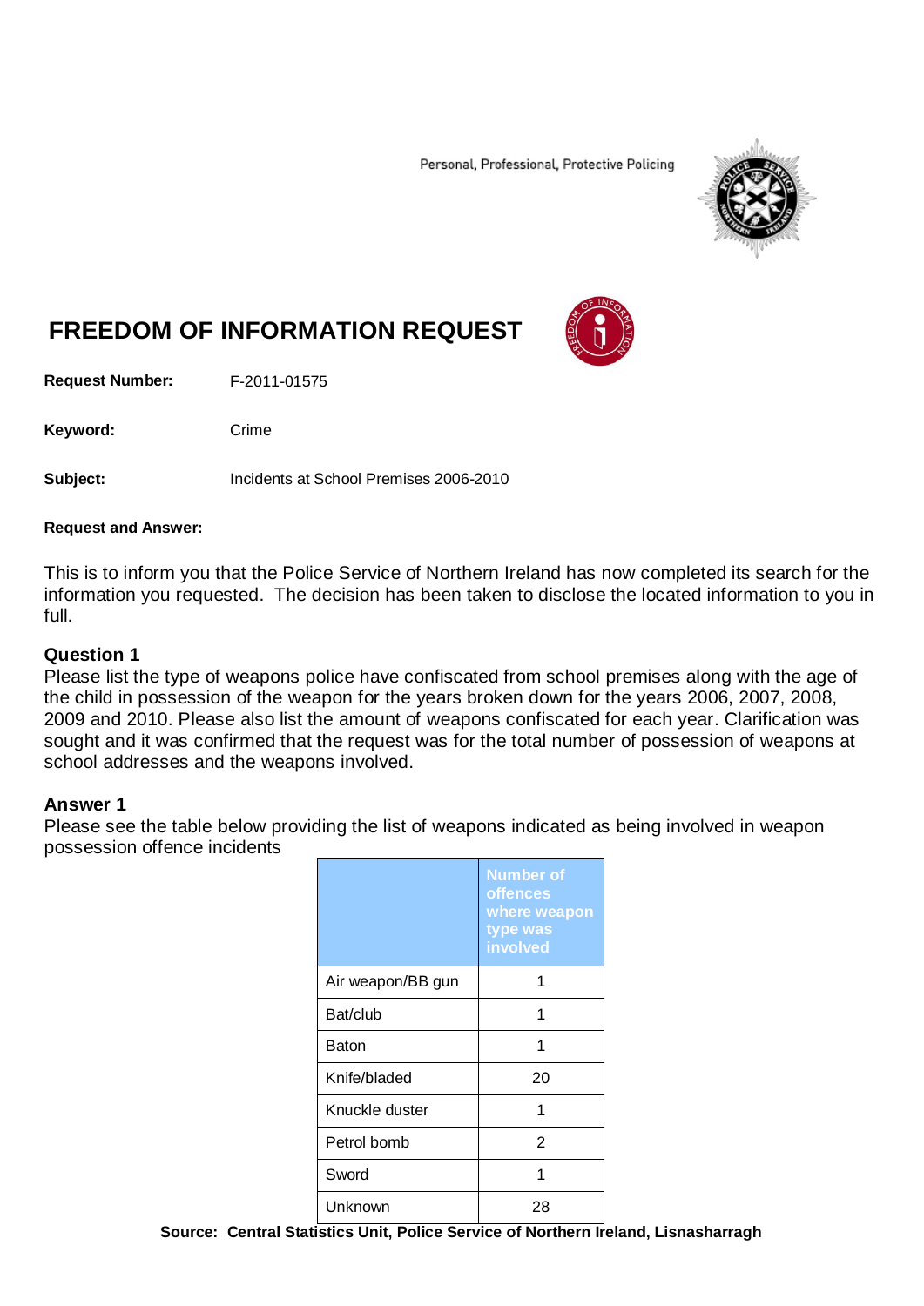Personal, Professional, Protective Policing

# FREEDOM OF INFORMATION REQUEST

**Request Number:** F-2011-01575

**Keyword:** Crime

**Subject:** Incidents at School Premises 2006-2010

**Request and Answer:**

This is to inform you that the Police Service of Northern Ireland has now completed its search for the information you requested. The decision has been taken to disclose the located information to you in full.

### Question 1

Please list the type of weapons police have confiscated from school premises along with the age of the child in possession of the weapon for the years broken down for the years 2006, 2007, 2008, 2009 and 2010. Please also list the amount of weapons confiscated for each year. Clarification was sought and it was confirmed that the request was for the total number of possession of weapons at school addresses and the weapons involved.

### Answer 1

Please see the table below providing the list of weapons indicated as being involved in weapon possession offence incidents

| | Number of offences where weapon type was involved |
|---|---|
| Air weapon/BB gun | 1 |
| Bat/club | 1 |
| Baton | 1 |
| Knife/bladed | 20 |
| Knuckle duster | 1 |
| Petrol bomb | 2 |
| Sword | 1 |
| Unknown | 28 |

**Source: Central Statistics Unit, Police Service of Northern Ireland, Lisnasharragh**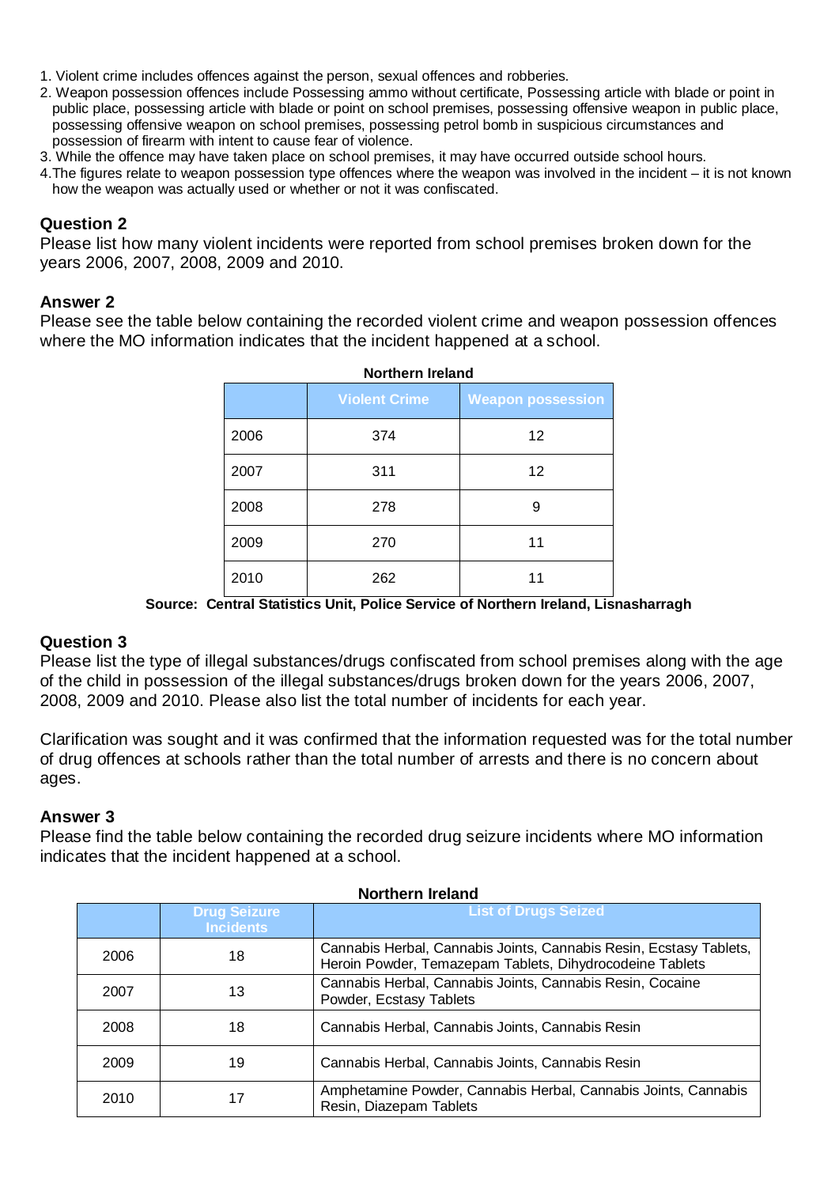1. Violent crime includes offences against the person, sexual offences and robberies.
2. Weapon possession offences include Possessing ammo without certificate, Possessing article with blade or point in public place, possessing article with blade or point on school premises, possessing offensive weapon in public place, possessing offensive weapon on school premises, possessing petrol bomb in suspicious circumstances and possession of firearm with intent to cause fear of violence.
3. While the offence may have taken place on school premises, it may have occurred outside school hours.
4. The figures relate to weapon possession type offences where the weapon was involved in the incident – it is not known how the weapon was actually used or whether or not it was confiscated.

**Question 2**
Please list how many violent incidents were reported from school premises broken down for the years 2006, 2007, 2008, 2009 and 2010.

**Answer 2**
Please see the table below containing the recorded violent crime and weapon possession offences where the MO information indicates that the incident happened at a school.

**Northern Ireland**

| | Violent Crime | Weapon possession |
|---|---|---|
| 2006 | 374 | 12 |
| 2007 | 311 | 12 |
| 2008 | 278 | 9 |
| 2009 | 270 | 11 |
| 2010 | 262 | 11 |

**Source: Central Statistics Unit, Police Service of Northern Ireland, Lisnasharragh**

**Question 3**
Please list the type of illegal substances/drugs confiscated from school premises along with the age of the child in possession of the illegal substances/drugs broken down for the years 2006, 2007, 2008, 2009 and 2010. Please also list the total number of incidents for each year.

Clarification was sought and it was confirmed that the information requested was for the total number of drug offences at schools rather than the total number of arrests and there is no concern about ages.

**Answer 3**
Please find the table below containing the recorded drug seizure incidents where MO information indicates that the incident happened at a school.

**Northern Ireland**

| | Drug Seizure Incidents | List of Drugs Seized |
|---|---|---|
| 2006 | 18 | Cannabis Herbal, Cannabis Joints, Cannabis Resin, Ecstasy Tablets, Heroin Powder, Temazepam Tablets, Dihydrocodeine Tablets |
| 2007 | 13 | Cannabis Herbal, Cannabis Joints, Cannabis Resin, Cocaine Powder, Ecstasy Tablets |
| 2008 | 18 | Cannabis Herbal, Cannabis Joints, Cannabis Resin |
| 2009 | 19 | Cannabis Herbal, Cannabis Joints, Cannabis Resin |
| 2010 | 17 | Amphetamine Powder, Cannabis Herbal, Cannabis Joints, Cannabis Resin, Diazepam Tablets |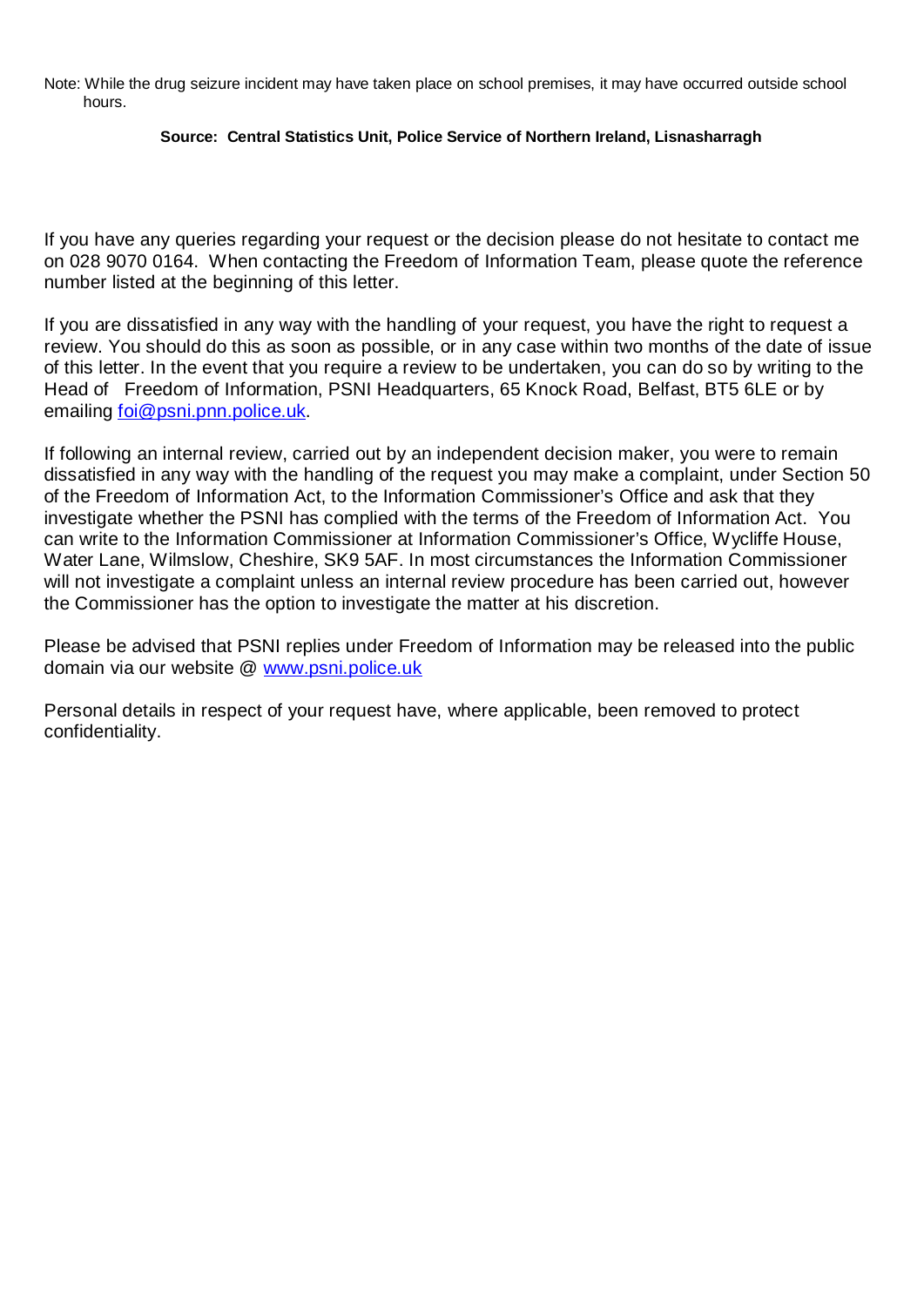Note: While the drug seizure incident may have taken place on school premises, it may have occurred outside school hours.

**Source: Central Statistics Unit, Police Service of Northern Ireland, Lisnasharragh**

If you have any queries regarding your request or the decision please do not hesitate to contact me on 028 9070 0164. When contacting the Freedom of Information Team, please quote the reference number listed at the beginning of this letter.

If you are dissatisfied in any way with the handling of your request, you have the right to request a review. You should do this as soon as possible, or in any case within two months of the date of issue of this letter. In the event that you require a review to be undertaken, you can do so by writing to the Head of Freedom of Information, PSNI Headquarters, 65 Knock Road, Belfast, BT5 6LE or by emailing foi@psni.pnn.police.uk.

If following an internal review, carried out by an independent decision maker, you were to remain dissatisfied in any way with the handling of the request you may make a complaint, under Section 50 of the Freedom of Information Act, to the Information Commissioner's Office and ask that they investigate whether the PSNI has complied with the terms of the Freedom of Information Act. You can write to the Information Commissioner at Information Commissioner's Office, Wycliffe House, Water Lane, Wilmslow, Cheshire, SK9 5AF. In most circumstances the Information Commissioner will not investigate a complaint unless an internal review procedure has been carried out, however the Commissioner has the option to investigate the matter at his discretion.

Please be advised that PSNI replies under Freedom of Information may be released into the public domain via our website @ www.psni.police.uk

Personal details in respect of your request have, where applicable, been removed to protect confidentiality.